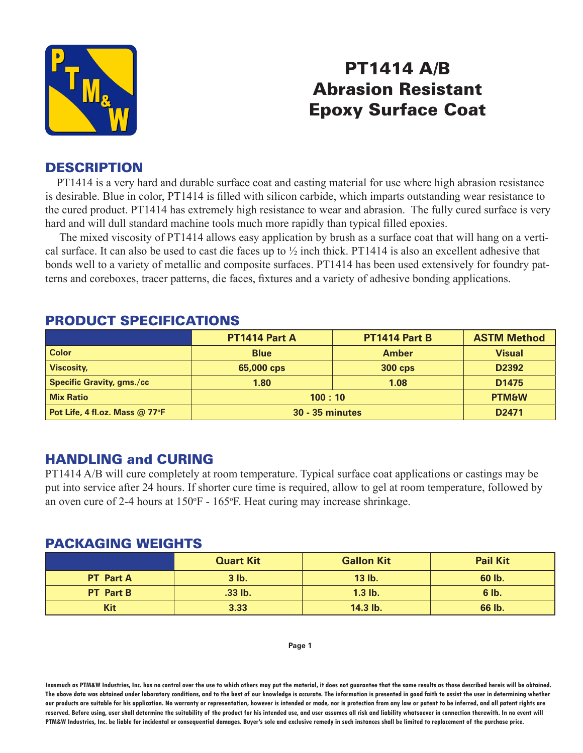# PT1414 A/B Abrasion Resistant Epoxy Surface Coat

## DESCRIPTION

PT1414 is a very hard and durable surface coat and casting material for use where high abrasion resistance is desirable. Blue in color, PT1414 is filled with silicon carbide, which imparts outstanding wear resistance to the cured product. PT1414 has extremely high resistance to wear and abrasion. The fully cured surface is very hard and will dull standard machine tools much more rapidly than typical filled epoxies.

The mixed viscosity of PT1414 allows easy application by brush as a surface coat that will hang on a vertical surface. It can also be used to cast die faces up to ½ inch thick. PT1414 is also an excellent adhesive that bonds well to a variety of metallic and composite surfaces. PT1414 has been used extensively for foundry patterns and coreboxes, tracer patterns, die faces, fixtures and a variety of adhesive bonding applications.

## PRODUCT SPECIFICATIONS

| | PT1414 Part A | PT1414 Part B | ASTM Method |
|---|---|---|---|
| Color | Blue | Amber | Visual |
| Viscosity, | 65,000 cps | 300 cps | D2392 |
| Specific Gravity, gms./cc | 1.80 | 1.08 | D1475 |
| Mix Ratio | 100 : 10 | | PTM&W |
| Pot Life, 4 fl.oz. Mass @ 77°F | 30 - 35 minutes | | D2471 |

## HANDLING and CURING

PT1414 A/B will cure completely at room temperature. Typical surface coat applications or castings may be put into service after 24 hours. If shorter cure time is required, allow to gel at room temperature, followed by an oven cure of 2-4 hours at 150°F - 165°F. Heat curing may increase shrinkage.

## PACKAGING WEIGHTS

| | Quart Kit | Gallon Kit | Pail Kit |
|---|---|---|---|
| PT Part A | 3 lb. | 13 lb. | 60 lb. |
| PT Part B | .33 lb. | 1.3 lb. | 6 lb. |
| Kit | 3.33 | 14.3 lb. | 66 lb. |

Inasmuch as PTM&W Industries, Inc. has no control over the use to which others may put the material, it does not guarantee that the same results as those described hereis will be obtained. The above data was obtained under laboratory conditions, and to the best of our knowledge is accurate. The information is presented in good faith to assist the user in determining whether our products are suitable for his application. No warranty or representation, however is intended or made, nor is protection from any law or patent to be inferred, and all patent rights are reserved. Before using, user shall determine the suitability of the product for his intended use, and user assumes all risk and liability whatsoever in connection therewith. In no event will PTM&W Industries, Inc. be liable for incidental or consequential damages. Buyer's sole and exclusive remedy in such instances shall be limited to replacement of the purchase price.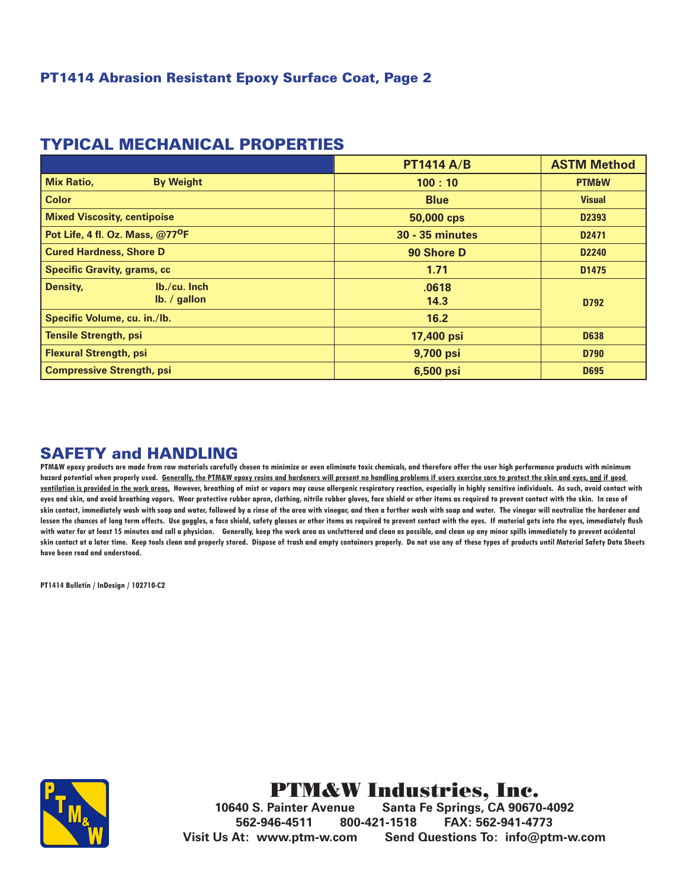## TYPICAL MECHANICAL PROPERTIES

| | | PT1414 A/B | ASTM Method |
|---|---|---|---|
| Mix Ratio, | By Weight | 100 : 10 | PTM&W |
| Color | | Blue | Visual |
| Mixed Viscosity, centipoise | | 50,000 cps | D2393 |
| Pot Life, 4 fl. Oz. Mass, @77$^{O}$F | | 30 - 35 minutes | D2471 |
| Cured Hardness, Shore D | | 90 Shore D | D2240 |
| Specific Gravity, grams, cc | | 1.71 | D1475 |
| Density, | lb./cu. Inch<br>lb. / gallon | .0618<br>14.3 | D792 |
| Specific Volume, cu. in./lb. | | 16.2 | |
| Tensile Strength, psi | | 17,400 psi | D638 |
| Flexural Strength, psi | | 9,700 psi | D790 |
| Compressive Strength, psi | | 6,500 psi | D695 |

## SAFETY and HANDLING

**PTM&W epoxy products are made from raw materials carefully chosen to minimize or even eliminate toxic chemicals, and therefore offer the user high performance products with minimum hazard potential when properly used. Generally, the PTM&W epoxy resins and hardeners will present no handling problems if users exercise care to protect the skin and eyes, and if good ventilation is provided in the work areas. However, breathing of mist or vapors may cause allergenic respiratory reaction, especially in highly sensitive individuals. As such, avoid contact with eyes and skin, and avoid breathing vapors. Wear protective rubber apron, clothing, nitrile rubber gloves, face shield or other items as required to prevent contact with the skin. In case of skin contact, immediately wash with soap and water, followed by a rinse of the area with vinegar, and then a further wash with soap and water. The vinegar will neutralize the hardener and lessen the chances of long term effects. Use goggles, a face shield, safety glasses or other items as required to prevent contact with the eyes. If material gets into the eyes, immediately flush with water for at least 15 minutes and call a physician. Generally, keep the work area as uncluttered and clean as possible, and clean up any minor spills immediately to prevent accidental skin contact at a later time. Keep tools clean and properly stored. Dispose of trash and empty containers properly. Do not use any of these types of products until Material Safety Data Sheets have been read and understood.**

**PT1414 Bulletin / InDesign / 102710-C2**

**PTM&W Industries, Inc.**

10640 S. Painter Avenue Santa Fe Springs, CA 90670-4092

562-946-4511 800-421-1518 FAX: 562-941-4773

Visit Us At: www.ptm-w.com Send Questions To: info@ptm-w.com